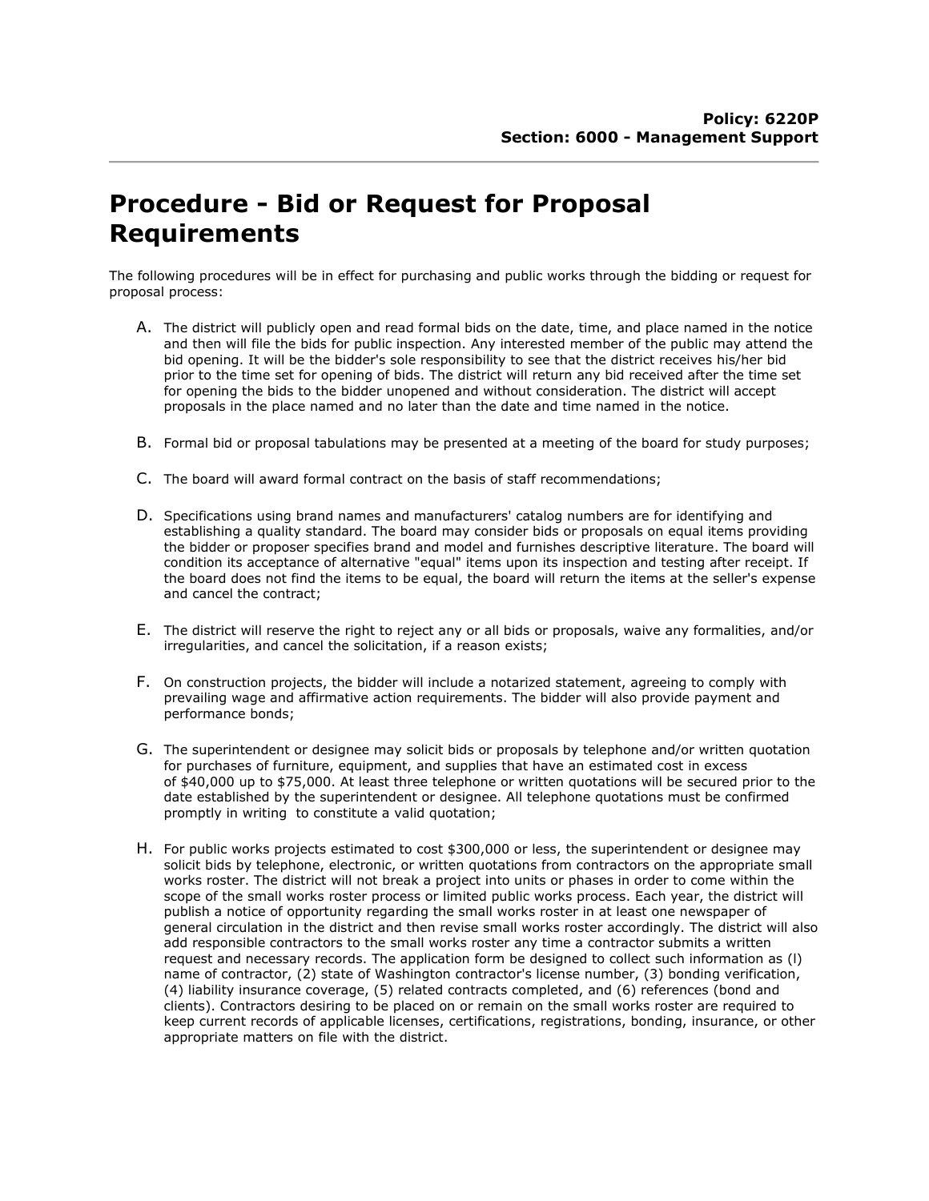**Policy: 6220P**
**Section: 6000 - Management Support**

# Procedure - Bid or Request for Proposal Requirements

The following procedures will be in effect for purchasing and public works through the bidding or request for proposal process:

A. The district will publicly open and read formal bids on the date, time, and place named in the notice and then will file the bids for public inspection. Any interested member of the public may attend the bid opening. It will be the bidder's sole responsibility to see that the district receives his/her bid prior to the time set for opening of bids. The district will return any bid received after the time set for opening the bids to the bidder unopened and without consideration. The district will accept proposals in the place named and no later than the date and time named in the notice.

B. Formal bid or proposal tabulations may be presented at a meeting of the board for study purposes;

C. The board will award formal contract on the basis of staff recommendations;

D. Specifications using brand names and manufacturers' catalog numbers are for identifying and establishing a quality standard. The board may consider bids or proposals on equal items providing the bidder or proposer specifies brand and model and furnishes descriptive literature. The board will condition its acceptance of alternative "equal" items upon its inspection and testing after receipt. If the board does not find the items to be equal, the board will return the items at the seller's expense and cancel the contract;

E. The district will reserve the right to reject any or all bids or proposals, waive any formalities, and/or irregularities, and cancel the solicitation, if a reason exists;

F. On construction projects, the bidder will include a notarized statement, agreeing to comply with prevailing wage and affirmative action requirements. The bidder will also provide payment and performance bonds;

G. The superintendent or designee may solicit bids or proposals by telephone and/or written quotation for purchases of furniture, equipment, and supplies that have an estimated cost in excess of $40,000 up to $75,000. At least three telephone or written quotations will be secured prior to the date established by the superintendent or designee. All telephone quotations must be confirmed promptly in writing to constitute a valid quotation;

H. For public works projects estimated to cost $300,000 or less, the superintendent or designee may solicit bids by telephone, electronic, or written quotations from contractors on the appropriate small works roster. The district will not break a project into units or phases in order to come within the scope of the small works roster process or limited public works process. Each year, the district will publish a notice of opportunity regarding the small works roster in at least one newspaper of general circulation in the district and then revise small works roster accordingly. The district will also add responsible contractors to the small works roster any time a contractor submits a written request and necessary records. The application form be designed to collect such information as (l) name of contractor, (2) state of Washington contractor's license number, (3) bonding verification, (4) liability insurance coverage, (5) related contracts completed, and (6) references (bond and clients). Contractors desiring to be placed on or remain on the small works roster are required to keep current records of applicable licenses, certifications, registrations, bonding, insurance, or other appropriate matters on file with the district.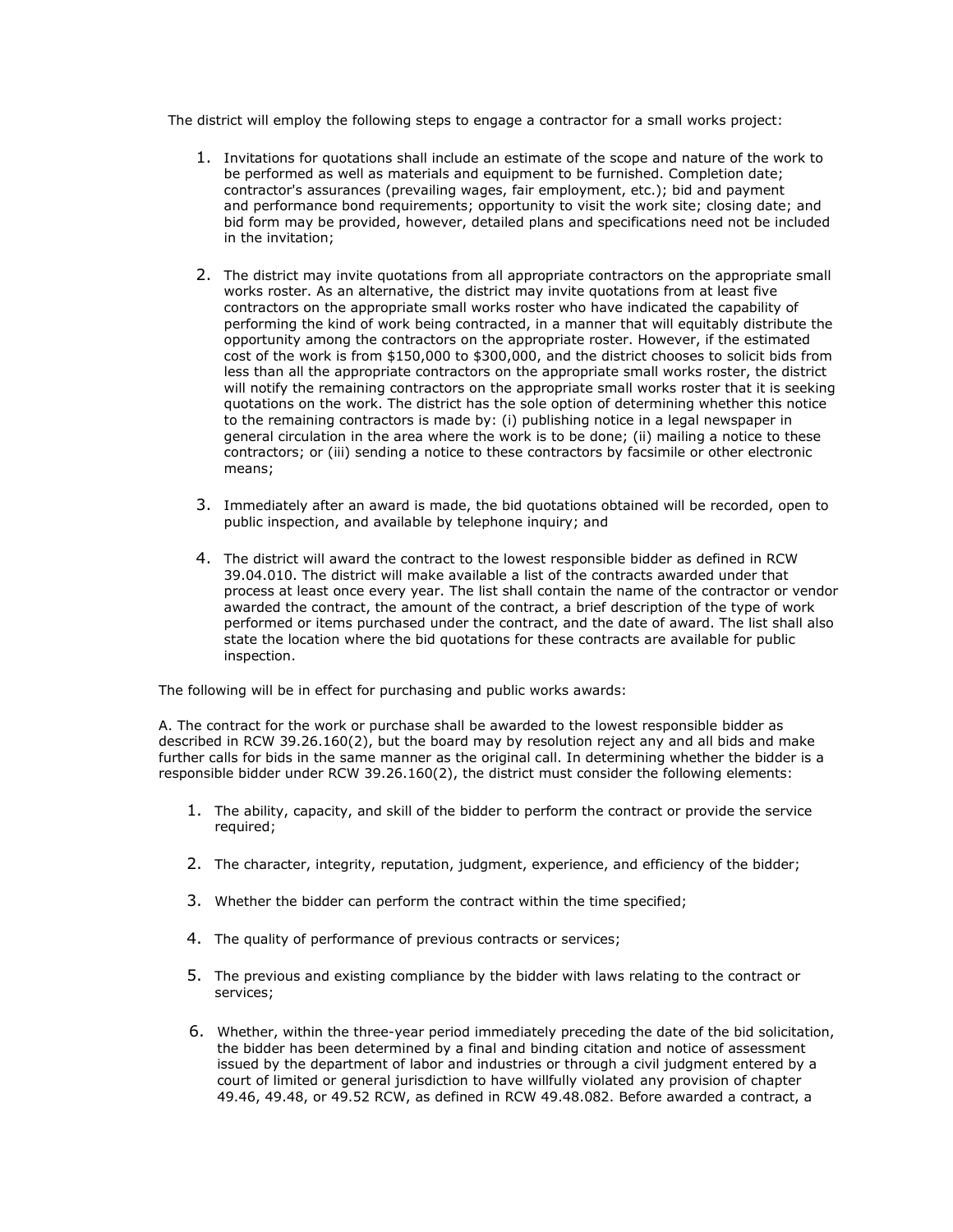The district will employ the following steps to engage a contractor for a small works project:

1. Invitations for quotations shall include an estimate of the scope and nature of the work to be performed as well as materials and equipment to be furnished. Completion date; contractor's assurances (prevailing wages, fair employment, etc.); bid and payment and performance bond requirements; opportunity to visit the work site; closing date; and bid form may be provided, however, detailed plans and specifications need not be included in the invitation;

2. The district may invite quotations from all appropriate contractors on the appropriate small works roster. As an alternative, the district may invite quotations from at least five contractors on the appropriate small works roster who have indicated the capability of performing the kind of work being contracted, in a manner that will equitably distribute the opportunity among the contractors on the appropriate roster. However, if the estimated cost of the work is from $150,000 to $300,000, and the district chooses to solicit bids from less than all the appropriate contractors on the appropriate small works roster, the district will notify the remaining contractors on the appropriate small works roster that it is seeking quotations on the work. The district has the sole option of determining whether this notice to the remaining contractors is made by: (i) publishing notice in a legal newspaper in general circulation in the area where the work is to be done; (ii) mailing a notice to these contractors; or (iii) sending a notice to these contractors by facsimile or other electronic means;

3. Immediately after an award is made, the bid quotations obtained will be recorded, open to public inspection, and available by telephone inquiry; and

4. The district will award the contract to the lowest responsible bidder as defined in RCW 39.04.010. The district will make available a list of the contracts awarded under that process at least once every year. The list shall contain the name of the contractor or vendor awarded the contract, the amount of the contract, a brief description of the type of work performed or items purchased under the contract, and the date of award. The list shall also state the location where the bid quotations for these contracts are available for public inspection.

The following will be in effect for purchasing and public works awards:

A. The contract for the work or purchase shall be awarded to the lowest responsible bidder as described in RCW 39.26.160(2), but the board may by resolution reject any and all bids and make further calls for bids in the same manner as the original call. In determining whether the bidder is a responsible bidder under RCW 39.26.160(2), the district must consider the following elements:

1. The ability, capacity, and skill of the bidder to perform the contract or provide the service required;

2. The character, integrity, reputation, judgment, experience, and efficiency of the bidder;

3. Whether the bidder can perform the contract within the time specified;

4. The quality of performance of previous contracts or services;

5. The previous and existing compliance by the bidder with laws relating to the contract or services;

6. Whether, within the three-year period immediately preceding the date of the bid solicitation, the bidder has been determined by a final and binding citation and notice of assessment issued by the department of labor and industries or through a civil judgment entered by a court of limited or general jurisdiction to have willfully violated any provision of chapter 49.46, 49.48, or 49.52 RCW, as defined in RCW 49.48.082. Before awarded a contract, a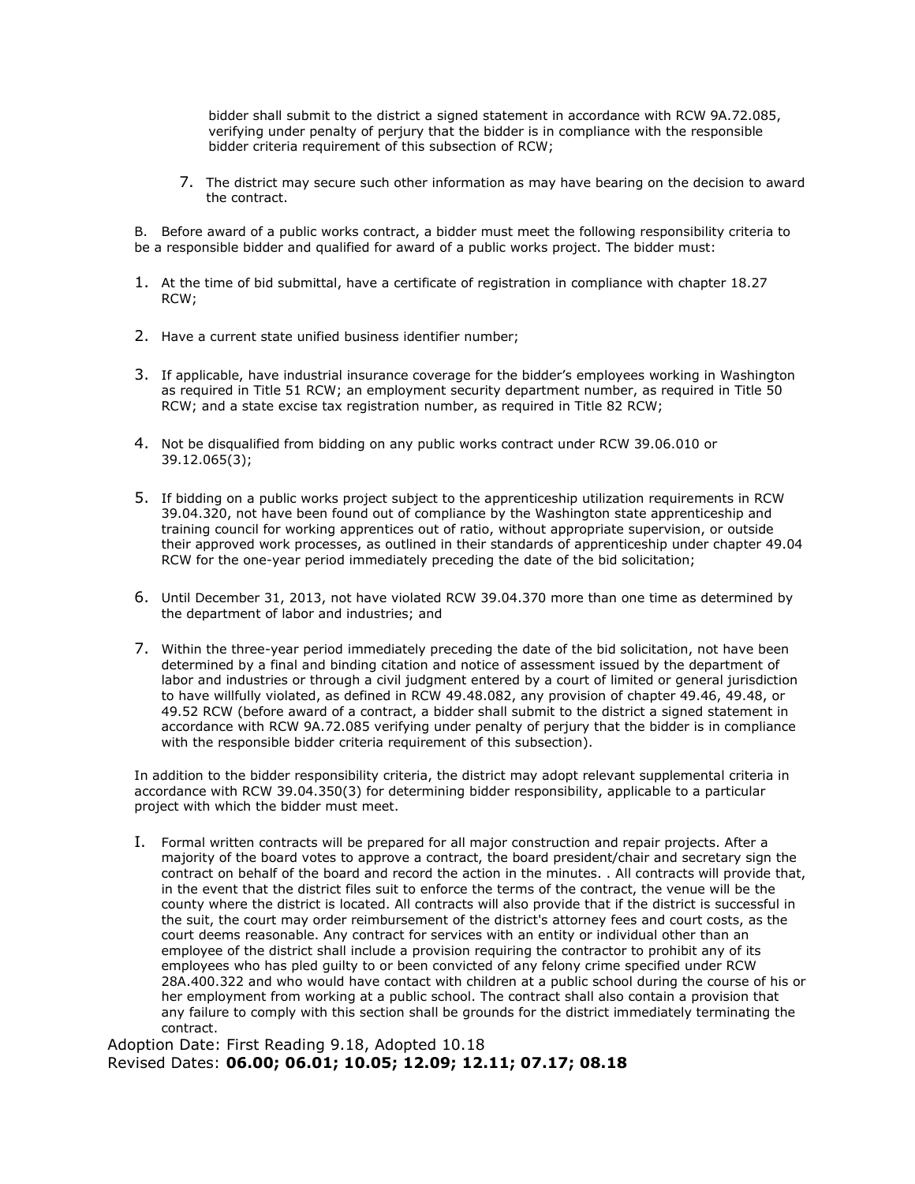bidder shall submit to the district a signed statement in accordance with RCW 9A.72.085, verifying under penalty of perjury that the bidder is in compliance with the responsible bidder criteria requirement of this subsection of RCW;

7. The district may secure such other information as may have bearing on the decision to award the contract.

B. Before award of a public works contract, a bidder must meet the following responsibility criteria to be a responsible bidder and qualified for award of a public works project. The bidder must:

1. At the time of bid submittal, have a certificate of registration in compliance with chapter 18.27 RCW;

2. Have a current state unified business identifier number;

3. If applicable, have industrial insurance coverage for the bidder's employees working in Washington as required in Title 51 RCW; an employment security department number, as required in Title 50 RCW; and a state excise tax registration number, as required in Title 82 RCW;

4. Not be disqualified from bidding on any public works contract under RCW 39.06.010 or 39.12.065(3);

5. If bidding on a public works project subject to the apprenticeship utilization requirements in RCW 39.04.320, not have been found out of compliance by the Washington state apprenticeship and training council for working apprentices out of ratio, without appropriate supervision, or outside their approved work processes, as outlined in their standards of apprenticeship under chapter 49.04 RCW for the one-year period immediately preceding the date of the bid solicitation;

6. Until December 31, 2013, not have violated RCW 39.04.370 more than one time as determined by the department of labor and industries; and

7. Within the three-year period immediately preceding the date of the bid solicitation, not have been determined by a final and binding citation and notice of assessment issued by the department of labor and industries or through a civil judgment entered by a court of limited or general jurisdiction to have willfully violated, as defined in RCW 49.48.082, any provision of chapter 49.46, 49.48, or 49.52 RCW (before award of a contract, a bidder shall submit to the district a signed statement in accordance with RCW 9A.72.085 verifying under penalty of perjury that the bidder is in compliance with the responsible bidder criteria requirement of this subsection).

In addition to the bidder responsibility criteria, the district may adopt relevant supplemental criteria in accordance with RCW 39.04.350(3) for determining bidder responsibility, applicable to a particular project with which the bidder must meet.

I. Formal written contracts will be prepared for all major construction and repair projects. After a majority of the board votes to approve a contract, the board president/chair and secretary sign the contract on behalf of the board and record the action in the minutes. . All contracts will provide that, in the event that the district files suit to enforce the terms of the contract, the venue will be the county where the district is located. All contracts will also provide that if the district is successful in the suit, the court may order reimbursement of the district's attorney fees and court costs, as the court deems reasonable. Any contract for services with an entity or individual other than an employee of the district shall include a provision requiring the contractor to prohibit any of its employees who has pled guilty to or been convicted of any felony crime specified under RCW 28A.400.322 and who would have contact with children at a public school during the course of his or her employment from working at a public school. The contract shall also contain a provision that any failure to comply with this section shall be grounds for the district immediately terminating the contract.

Adoption Date: First Reading 9.18, Adopted 10.18
Revised Dates: **06.00; 06.01; 10.05; 12.09; 12.11; 07.17; 08.18**